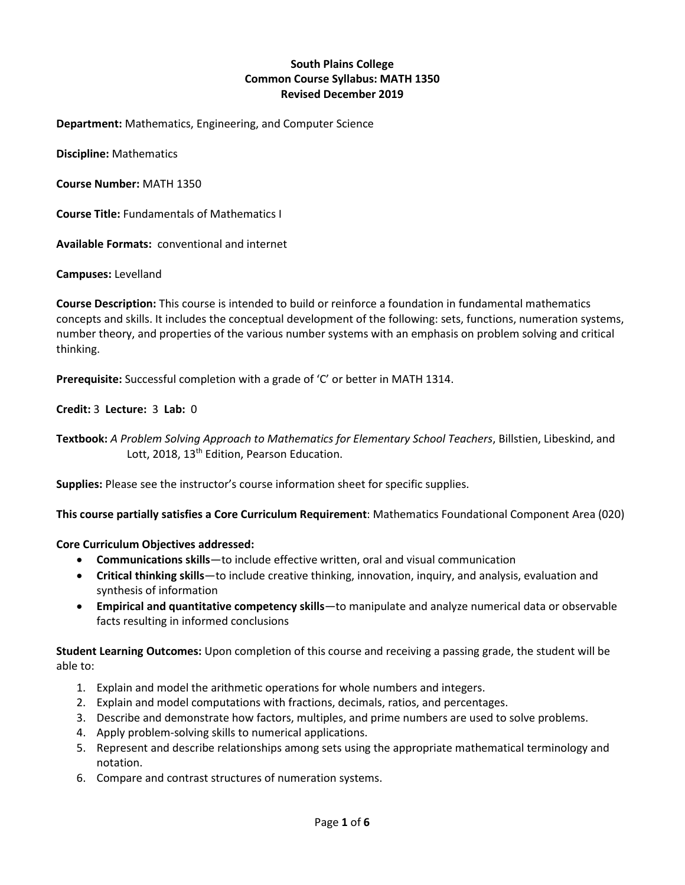**South Plains College**
**Common Course Syllabus: MATH 1350**
**Revised December 2019**

**Department:** Mathematics, Engineering, and Computer Science

**Discipline:** Mathematics

**Course Number:** MATH 1350

**Course Title:** Fundamentals of Mathematics I

**Available Formats:** conventional and internet

**Campuses:** Levelland

**Course Description:** This course is intended to build or reinforce a foundation in fundamental mathematics concepts and skills. It includes the conceptual development of the following: sets, functions, numeration systems, number theory, and properties of the various number systems with an emphasis on problem solving and critical thinking.

**Prerequisite:** Successful completion with a grade of 'C' or better in MATH 1314.

**Credit:** 3 **Lecture:** 3 **Lab:** 0

**Textbook:** *A Problem Solving Approach to Mathematics for Elementary School Teachers*, Billstien, Libeskind, and Lott, 2018, 13th Edition, Pearson Education.

**Supplies:** Please see the instructor's course information sheet for specific supplies.

**This course partially satisfies a Core Curriculum Requirement**: Mathematics Foundational Component Area (020)

**Core Curriculum Objectives addressed:**

- **Communications skills**—to include effective written, oral and visual communication
- **Critical thinking skills**—to include creative thinking, innovation, inquiry, and analysis, evaluation and synthesis of information
- **Empirical and quantitative competency skills**—to manipulate and analyze numerical data or observable facts resulting in informed conclusions

**Student Learning Outcomes:** Upon completion of this course and receiving a passing grade, the student will be able to:

1. Explain and model the arithmetic operations for whole numbers and integers.
2. Explain and model computations with fractions, decimals, ratios, and percentages.
3. Describe and demonstrate how factors, multiples, and prime numbers are used to solve problems.
4. Apply problem-solving skills to numerical applications.
5. Represent and describe relationships among sets using the appropriate mathematical terminology and notation.
6. Compare and contrast structures of numeration systems.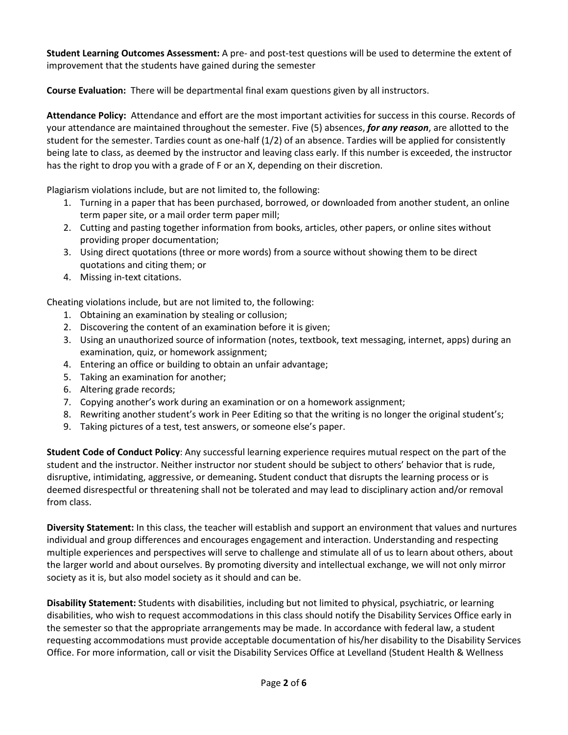**Student Learning Outcomes Assessment:** A pre- and post-test questions will be used to determine the extent of improvement that the students have gained during the semester

**Course Evaluation:** There will be departmental final exam questions given by all instructors.

**Attendance Policy:** Attendance and effort are the most important activities for success in this course. Records of your attendance are maintained throughout the semester. Five (5) absences, ***for any reason***, are allotted to the student for the semester. Tardies count as one-half (1/2) of an absence. Tardies will be applied for consistently being late to class, as deemed by the instructor and leaving class early. If this number is exceeded, the instructor has the right to drop you with a grade of F or an X, depending on their discretion.

Plagiarism violations include, but are not limited to, the following:

1. Turning in a paper that has been purchased, borrowed, or downloaded from another student, an online term paper site, or a mail order term paper mill;
2. Cutting and pasting together information from books, articles, other papers, or online sites without providing proper documentation;
3. Using direct quotations (three or more words) from a source without showing them to be direct quotations and citing them; or
4. Missing in-text citations.

Cheating violations include, but are not limited to, the following:

1. Obtaining an examination by stealing or collusion;
2. Discovering the content of an examination before it is given;
3. Using an unauthorized source of information (notes, textbook, text messaging, internet, apps) during an examination, quiz, or homework assignment;
4. Entering an office or building to obtain an unfair advantage;
5. Taking an examination for another;
6. Altering grade records;
7. Copying another's work during an examination or on a homework assignment;
8. Rewriting another student's work in Peer Editing so that the writing is no longer the original student's;
9. Taking pictures of a test, test answers, or someone else's paper.

**Student Code of Conduct Policy**: Any successful learning experience requires mutual respect on the part of the student and the instructor. Neither instructor nor student should be subject to others' behavior that is rude, disruptive, intimidating, aggressive, or demeaning**.** Student conduct that disrupts the learning process or is deemed disrespectful or threatening shall not be tolerated and may lead to disciplinary action and/or removal from class.

**Diversity Statement:** In this class, the teacher will establish and support an environment that values and nurtures individual and group differences and encourages engagement and interaction. Understanding and respecting multiple experiences and perspectives will serve to challenge and stimulate all of us to learn about others, about the larger world and about ourselves. By promoting diversity and intellectual exchange, we will not only mirror society as it is, but also model society as it should and can be.

**Disability Statement:** Students with disabilities, including but not limited to physical, psychiatric, or learning disabilities, who wish to request accommodations in this class should notify the Disability Services Office early in the semester so that the appropriate arrangements may be made. In accordance with federal law, a student requesting accommodations must provide acceptable documentation of his/her disability to the Disability Services Office. For more information, call or visit the Disability Services Office at Levelland (Student Health & Wellness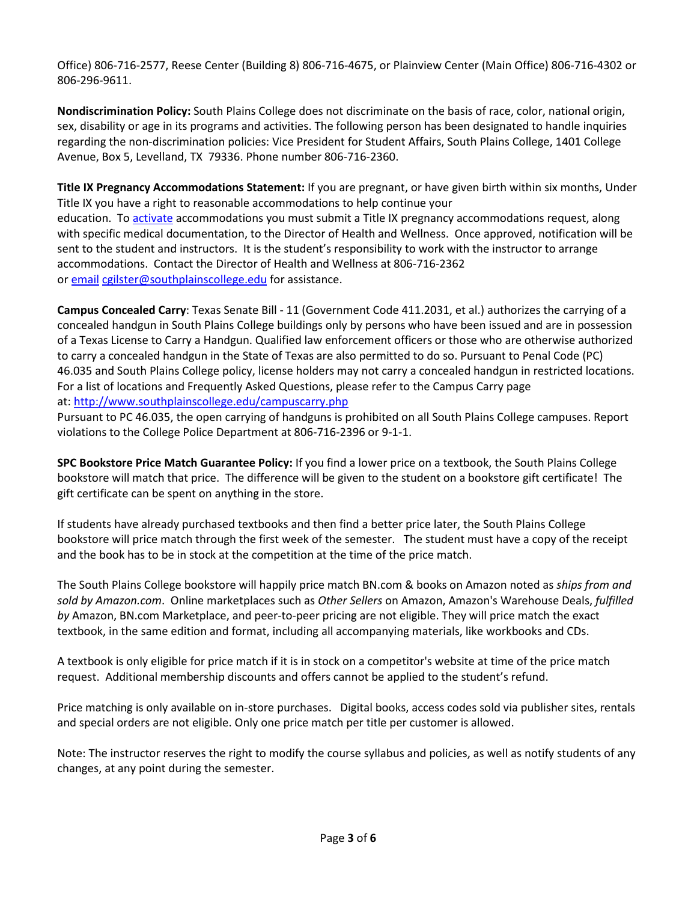Office) 806-716-2577, Reese Center (Building 8) 806-716-4675, or Plainview Center (Main Office) 806-716-4302 or 806-296-9611.

**Nondiscrimination Policy:** South Plains College does not discriminate on the basis of race, color, national origin, sex, disability or age in its programs and activities. The following person has been designated to handle inquiries regarding the non-discrimination policies: Vice President for Student Affairs, South Plains College, 1401 College Avenue, Box 5, Levelland, TX 79336. Phone number 806-716-2360.

**Title IX Pregnancy Accommodations Statement:** If you are pregnant, or have given birth within six months, Under Title IX you have a right to reasonable accommodations to help continue your education. To activate accommodations you must submit a Title IX pregnancy accommodations request, along with specific medical documentation, to the Director of Health and Wellness. Once approved, notification will be sent to the student and instructors. It is the student's responsibility to work with the instructor to arrange accommodations. Contact the Director of Health and Wellness at 806-716-2362 or email cgilster@southplainscollege.edu for assistance.

**Campus Concealed Carry**: Texas Senate Bill - 11 (Government Code 411.2031, et al.) authorizes the carrying of a concealed handgun in South Plains College buildings only by persons who have been issued and are in possession of a Texas License to Carry a Handgun. Qualified law enforcement officers or those who are otherwise authorized to carry a concealed handgun in the State of Texas are also permitted to do so. Pursuant to Penal Code (PC) 46.035 and South Plains College policy, license holders may not carry a concealed handgun in restricted locations. For a list of locations and Frequently Asked Questions, please refer to the Campus Carry page at: http://www.southplainscollege.edu/campuscarry.php
Pursuant to PC 46.035, the open carrying of handguns is prohibited on all South Plains College campuses. Report violations to the College Police Department at 806-716-2396 or 9-1-1.

**SPC Bookstore Price Match Guarantee Policy:** If you find a lower price on a textbook, the South Plains College bookstore will match that price. The difference will be given to the student on a bookstore gift certificate! The gift certificate can be spent on anything in the store.

If students have already purchased textbooks and then find a better price later, the South Plains College bookstore will price match through the first week of the semester. The student must have a copy of the receipt and the book has to be in stock at the competition at the time of the price match.

The South Plains College bookstore will happily price match BN.com & books on Amazon noted as *ships from and sold by Amazon.com*. Online marketplaces such as *Other Sellers* on Amazon, Amazon's Warehouse Deals, *fulfilled by* Amazon, BN.com Marketplace, and peer-to-peer pricing are not eligible. They will price match the exact textbook, in the same edition and format, including all accompanying materials, like workbooks and CDs.

A textbook is only eligible for price match if it is in stock on a competitor's website at time of the price match request. Additional membership discounts and offers cannot be applied to the student's refund.

Price matching is only available on in-store purchases. Digital books, access codes sold via publisher sites, rentals and special orders are not eligible. Only one price match per title per customer is allowed.

Note: The instructor reserves the right to modify the course syllabus and policies, as well as notify students of any changes, at any point during the semester.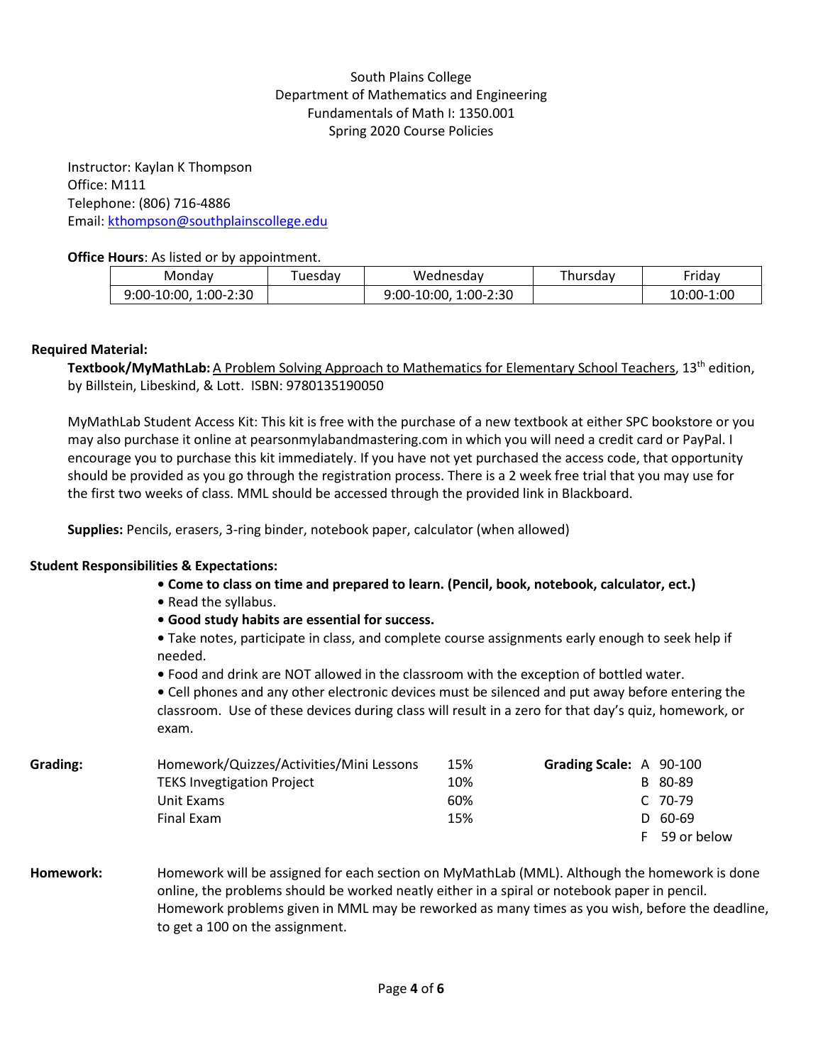South Plains College
Department of Mathematics and Engineering
Fundamentals of Math I: 1350.001
Spring 2020 Course Policies

Instructor: Kaylan K Thompson
Office: M111
Telephone: (806) 716-4886
Email: kthompson@southplainscollege.edu

**Office Hours**: As listed or by appointment.

| Monday | Tuesday | Wednesday | Thursday | Friday |
|---|---|---|---|---|
| 9:00-10:00, 1:00-2:30 | | 9:00-10:00, 1:00-2:30 | | 10:00-1:00 |

**Required Material:**

**Textbook/MyMathLab:** A Problem Solving Approach to Mathematics for Elementary School Teachers, 13th edition, by Billstein, Libeskind, & Lott. ISBN: 9780135190050

MyMathLab Student Access Kit: This kit is free with the purchase of a new textbook at either SPC bookstore or you may also purchase it online at pearsonmylabandmastering.com in which you will need a credit card or PayPal. I encourage you to purchase this kit immediately. If you have not yet purchased the access code, that opportunity should be provided as you go through the registration process. There is a 2 week free trial that you may use for the first two weeks of class. MML should be accessed through the provided link in Blackboard.

**Supplies:** Pencils, erasers, 3-ring binder, notebook paper, calculator (when allowed)

**Student Responsibilities & Expectations:**

- **Come to class on time and prepared to learn. (Pencil, book, notebook, calculator, ect.)**
- Read the syllabus.
- **Good study habits are essential for success.**
- Take notes, participate in class, and complete course assignments early enough to seek help if needed.
- Food and drink are NOT allowed in the classroom with the exception of bottled water.
- Cell phones and any other electronic devices must be silenced and put away before entering the classroom. Use of these devices during class will result in a zero for that day's quiz, homework, or exam.

**Grading:**

| Component | Weight |
|---|---|
| Homework/Quizzes/Activities/Mini Lessons | 15% |
| TEKS Invegtigation Project | 10% |
| Unit Exams | 60% |
| Final Exam | 15% |

**Grading Scale:**

| Grade | Range |
|---|---|
| A | 90-100 |
| B | 80-89 |
| C | 70-79 |
| D | 60-69 |
| F | 59 or below |

**Homework:** Homework will be assigned for each section on MyMathLab (MML). Although the homework is done online, the problems should be worked neatly either in a spiral or notebook paper in pencil. Homework problems given in MML may be reworked as many times as you wish, before the deadline, to get a 100 on the assignment.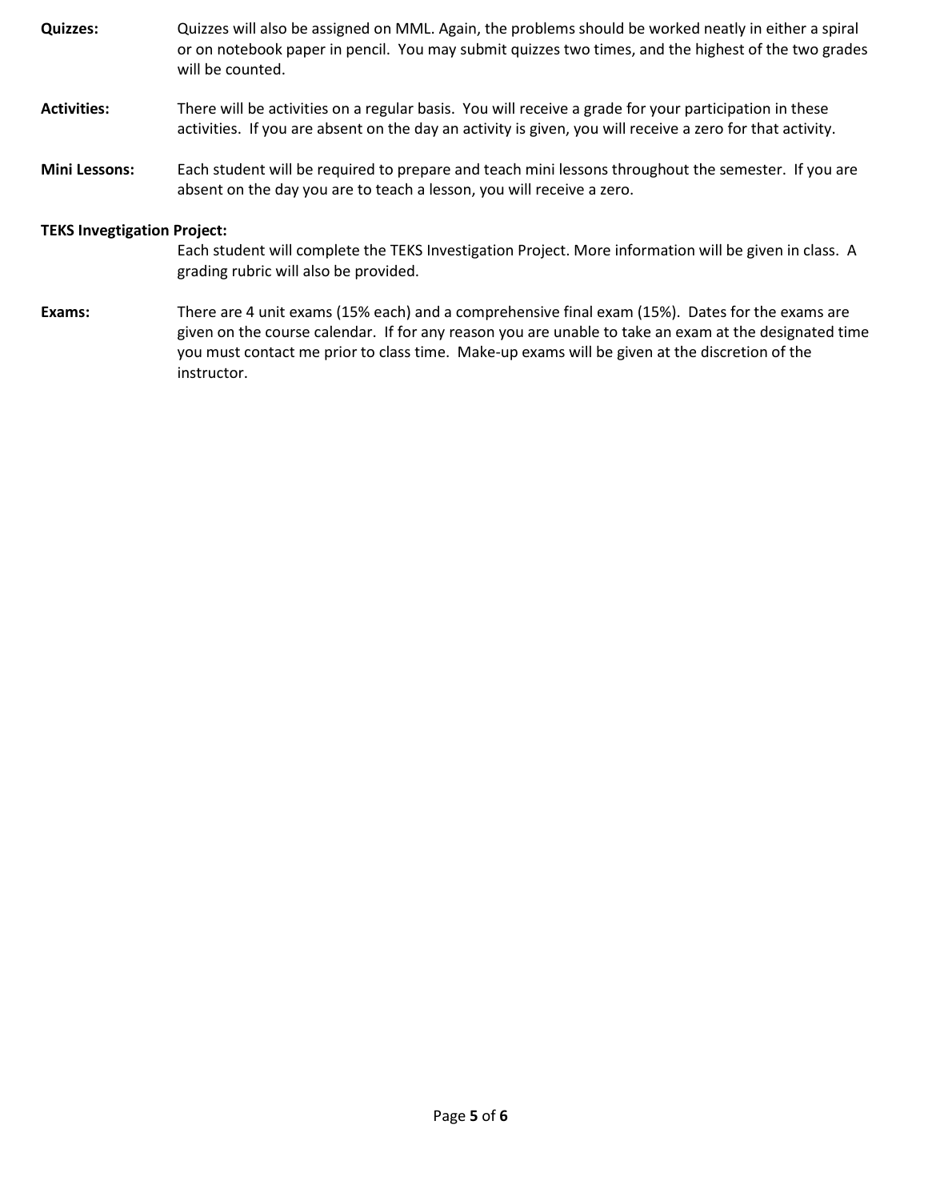**Quizzes:** Quizzes will also be assigned on MML. Again, the problems should be worked neatly in either a spiral or on notebook paper in pencil. You may submit quizzes two times, and the highest of the two grades will be counted.

**Activities:** There will be activities on a regular basis. You will receive a grade for your participation in these activities. If you are absent on the day an activity is given, you will receive a zero for that activity.

**Mini Lessons:** Each student will be required to prepare and teach mini lessons throughout the semester. If you are absent on the day you are to teach a lesson, you will receive a zero.

**TEKS Invegtigation Project:**

Each student will complete the TEKS Investigation Project. More information will be given in class. A grading rubric will also be provided.

**Exams:** There are 4 unit exams (15% each) and a comprehensive final exam (15%). Dates for the exams are given on the course calendar. If for any reason you are unable to take an exam at the designated time you must contact me prior to class time. Make-up exams will be given at the discretion of the instructor.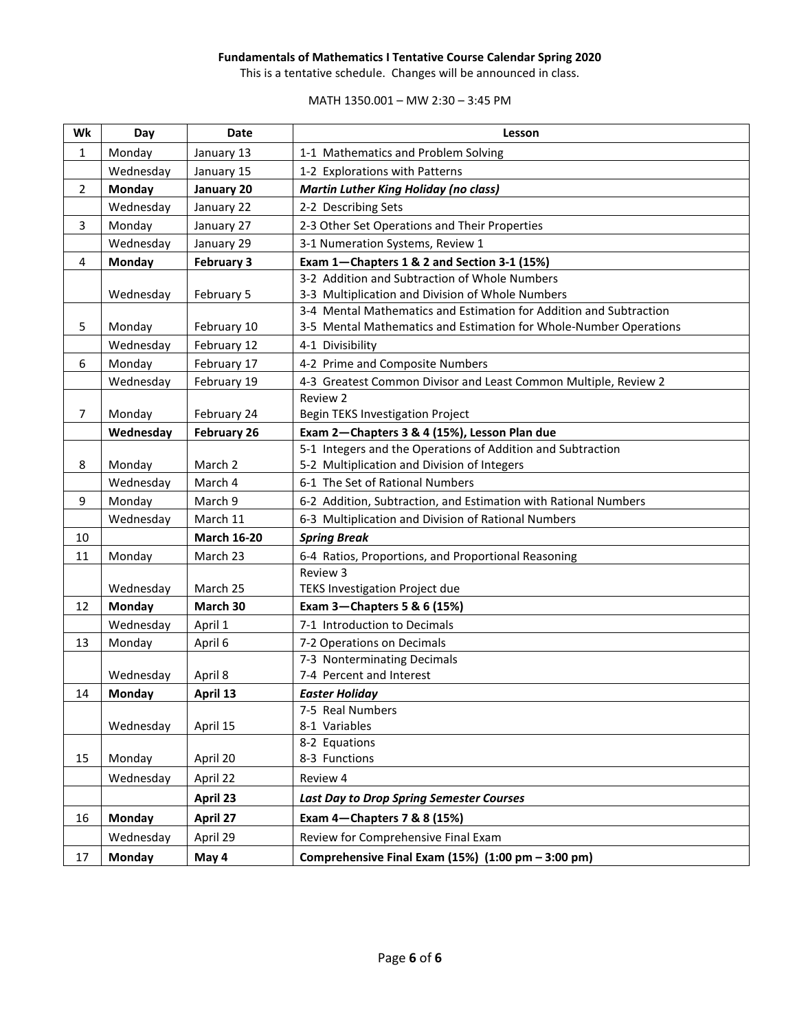**Fundamentals of Mathematics I Tentative Course Calendar Spring 2020**

This is a tentative schedule. Changes will be announced in class.

MATH 1350.001 – MW 2:30 – 3:45 PM

| Wk | Day | Date | Lesson |
|---|---|---|---|
| 1 | Monday | January 13 | 1-1 Mathematics and Problem Solving |
| | Wednesday | January 15 | 1-2 Explorations with Patterns |
| 2 | **Monday** | **January 20** | ***Martin Luther King Holiday (no class)*** |
| | Wednesday | January 22 | 2-2 Describing Sets |
| 3 | Monday | January 27 | 2-3 Other Set Operations and Their Properties |
| | Wednesday | January 29 | 3-1 Numeration Systems, Review 1 |
| 4 | **Monday** | **February 3** | **Exam 1—Chapters 1 & 2 and Section 3-1 (15%)** |
| | Wednesday | February 5 | 3-2 Addition and Subtraction of Whole Numbers<br>3-3 Multiplication and Division of Whole Numbers |
| 5 | Monday | February 10 | 3-4 Mental Mathematics and Estimation for Addition and Subtraction<br>3-5 Mental Mathematics and Estimation for Whole-Number Operations |
| | Wednesday | February 12 | 4-1 Divisibility |
| 6 | Monday | February 17 | 4-2 Prime and Composite Numbers |
| | Wednesday | February 19 | 4-3 Greatest Common Divisor and Least Common Multiple, Review 2 |
| 7 | Monday | February 24 | Review 2<br>Begin TEKS Investigation Project |
| | **Wednesday** | **February 26** | **Exam 2—Chapters 3 & 4 (15%), Lesson Plan due** |
| 8 | Monday | March 2 | 5-1 Integers and the Operations of Addition and Subtraction<br>5-2 Multiplication and Division of Integers |
| | Wednesday | March 4 | 6-1 The Set of Rational Numbers |
| 9 | Monday | March 9 | 6-2 Addition, Subtraction, and Estimation with Rational Numbers |
| | Wednesday | March 11 | 6-3 Multiplication and Division of Rational Numbers |
| 10 | | **March 16-20** | ***Spring Break*** |
| 11 | Monday | March 23 | 6-4 Ratios, Proportions, and Proportional Reasoning |
| | Wednesday | March 25 | Review 3<br>TEKS Investigation Project due |
| 12 | **Monday** | **March 30** | **Exam 3—Chapters 5 & 6 (15%)** |
| | Wednesday | April 1 | 7-1 Introduction to Decimals |
| 13 | Monday | April 6 | 7-2 Operations on Decimals |
| | Wednesday | April 8 | 7-3 Nonterminating Decimals<br>7-4 Percent and Interest |
| 14 | **Monday** | **April 13** | ***Easter Holiday*** |
| | Wednesday | April 15 | 7-5 Real Numbers<br>8-1 Variables |
| 15 | Monday | April 20 | 8-2 Equations<br>8-3 Functions |
| | Wednesday | April 22 | Review 4 |
| | | **April 23** | ***Last Day to Drop Spring Semester Courses*** |
| 16 | **Monday** | **April 27** | **Exam 4—Chapters 7 & 8 (15%)** |
| | Wednesday | April 29 | Review for Comprehensive Final Exam |
| 17 | **Monday** | **May 4** | **Comprehensive Final Exam (15%) (1:00 pm – 3:00 pm)** |